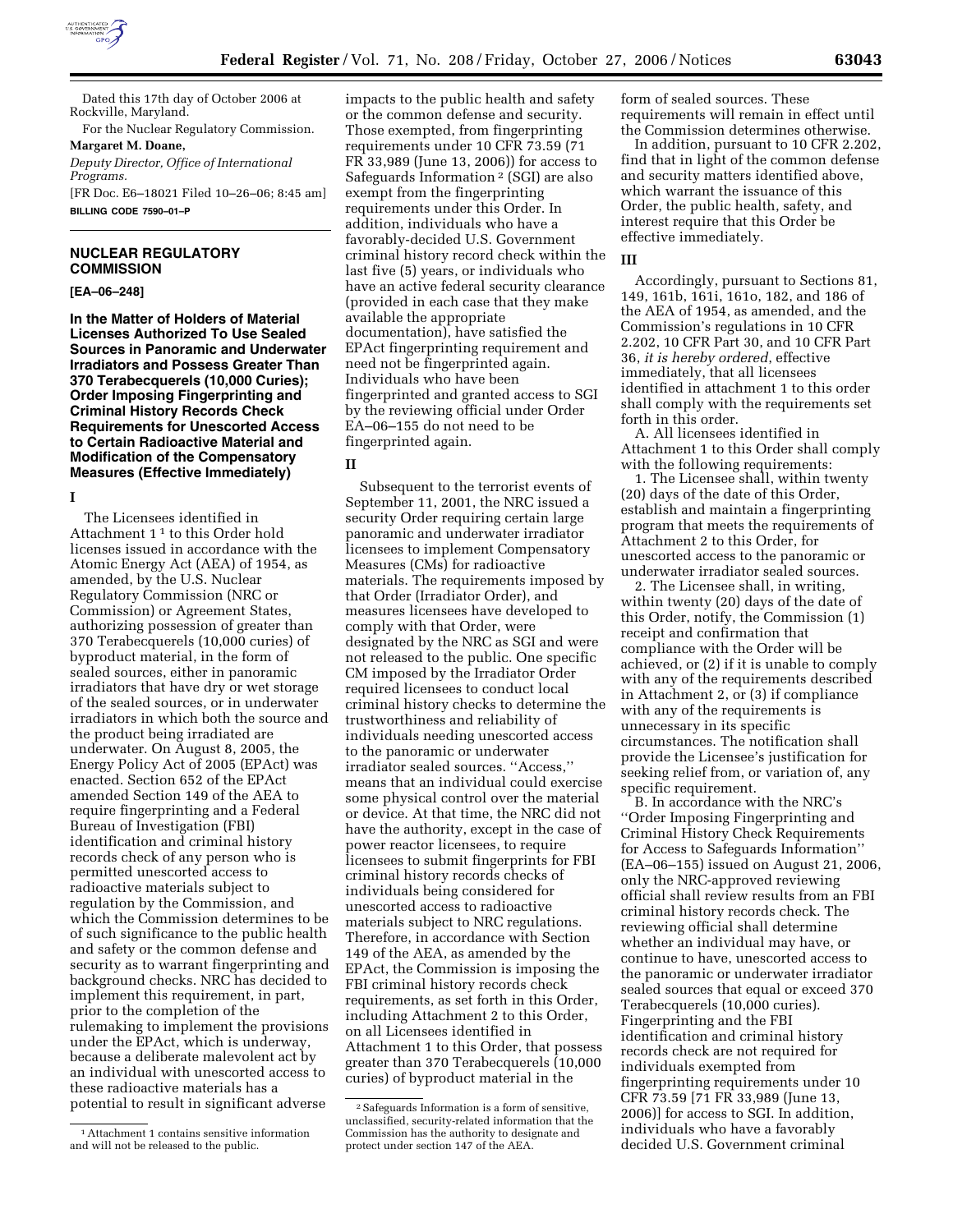Dated this 17th day of October 2006 at Rockville, Maryland.

For the Nuclear Regulatory Commission.

**Margaret M. Doane,**

*Deputy Director, Office of International Programs.*

[FR Doc. E6–18021 Filed 10–26–06; 8:45 am]

**BILLING CODE 7590–01–P**

## NUCLEAR REGULATORY COMMISSION

**[EA–06–248]**

### In the Matter of Holders of Material Licenses Authorized To Use Sealed Sources in Panoramic and Underwater Irradiators and Possess Greater Than 370 Terabecquerels (10,000 Curies); Order Imposing Fingerprinting and Criminal History Records Check Requirements for Unescorted Access to Certain Radioactive Material and Modification of the Compensatory Measures (Effective Immediately)

**I**

The Licensees identified in Attachment 1 [1] to this Order hold licenses issued in accordance with the Atomic Energy Act (AEA) of 1954, as amended, by the U.S. Nuclear Regulatory Commission (NRC or Commission) or Agreement States, authorizing possession of greater than 370 Terabecquerels (10,000 curies) of byproduct material, in the form of sealed sources, either in panoramic irradiators that have dry or wet storage of the sealed sources, or in underwater irradiators in which both the source and the product being irradiated are underwater. On August 8, 2005, the Energy Policy Act of 2005 (EPAct) was enacted. Section 652 of the EPAct amended Section 149 of the AEA to require fingerprinting and a Federal Bureau of Investigation (FBI) identification and criminal history records check of any person who is permitted unescorted access to radioactive materials subject to regulation by the Commission, and which the Commission determines to be of such significance to the public health and safety or the common defense and security as to warrant fingerprinting and background checks. NRC has decided to implement this requirement, in part, prior to the completion of the rulemaking to implement the provisions under the EPAct, which is underway, because a deliberate malevolent act by an individual with unescorted access to these radioactive materials has a potential to result in significant adverse impacts to the public health and safety or the common defense and security. Those exempted, from fingerprinting requirements under 10 CFR 73.59 (71 FR 33,989 (June 13, 2006)) for access to Safeguards Information [2] (SGI) are also exempt from the fingerprinting requirements under this Order. In addition, individuals who have a favorably-decided U.S. Government criminal history record check within the last five (5) years, or individuals who have an active federal security clearance (provided in each case that they make available the appropriate documentation), have satisfied the EPAct fingerprinting requirement and need not be fingerprinted again. Individuals who have been fingerprinted and granted access to SGI by the reviewing official under Order EA–06–155 do not need to be fingerprinted again.

**II**

Subsequent to the terrorist events of September 11, 2001, the NRC issued a security Order requiring certain large panoramic and underwater irradiator licensees to implement Compensatory Measures (CMs) for radioactive materials. The requirements imposed by that Order (Irradiator Order), and measures licensees have developed to comply with that Order, were designated by the NRC as SGI and were not released to the public. One specific CM imposed by the Irradiator Order required licensees to conduct local criminal history checks to determine the trustworthiness and reliability of individuals needing unescorted access to the panoramic or underwater irradiator sealed sources. ''Access,'' means that an individual could exercise some physical control over the material or device. At that time, the NRC did not have the authority, except in the case of power reactor licensees, to require licensees to submit fingerprints for FBI criminal history records checks of individuals being considered for unescorted access to radioactive materials subject to NRC regulations. Therefore, in accordance with Section 149 of the AEA, as amended by the EPAct, the Commission is imposing the FBI criminal history records check requirements, as set forth in this Order, including Attachment 2 to this Order, on all Licensees identified in Attachment 1 to this Order, that possess greater than 370 Terabecquerels (10,000 curies) of byproduct material in the form of sealed sources. These requirements will remain in effect until the Commission determines otherwise.

In addition, pursuant to 10 CFR 2.202, find that in light of the common defense and security matters identified above, which warrant the issuance of this Order, the public health, safety, and interest require that this Order be effective immediately.

**III**

Accordingly, pursuant to Sections 81, 149, 161b, 161i, 161o, 182, and 186 of the AEA of 1954, as amended, and the Commission's regulations in 10 CFR 2.202, 10 CFR Part 30, and 10 CFR Part 36, *it is hereby ordered*, effective immediately, that all licensees identified in attachment 1 to this order shall comply with the requirements set forth in this order.

A. All licensees identified in Attachment 1 to this Order shall comply with the following requirements:

1. The Licensee shall, within twenty (20) days of the date of this Order, establish and maintain a fingerprinting program that meets the requirements of Attachment 2 to this Order, for unescorted access to the panoramic or underwater irradiator sealed sources.

2. The Licensee shall, in writing, within twenty (20) days of the date of this Order, notify, the Commission (1) receipt and confirmation that compliance with the Order will be achieved, or (2) if it is unable to comply with any of the requirements described in Attachment 2, or (3) if compliance with any of the requirements is unnecessary in its specific circumstances. The notification shall provide the Licensee's justification for seeking relief from, or variation of, any specific requirement.

B. In accordance with the NRC's ''Order Imposing Fingerprinting and Criminal History Check Requirements for Access to Safeguards Information'' (EA–06–155) issued on August 21, 2006, only the NRC-approved reviewing official shall review results from an FBI criminal history records check. The reviewing official shall determine whether an individual may have, or continue to have, unescorted access to the panoramic or underwater irradiator sealed sources that equal or exceed 370 Terabecquerels (10,000 curies). Fingerprinting and the FBI identification and criminal history records check are not required for individuals exempted from fingerprinting requirements under 10 CFR 73.59 [71 FR 33,989 (June 13, 2006)] for access to SGI. In addition, individuals who have a favorably decided U.S. Government criminal

[1] Attachment 1 contains sensitive information and will not be released to the public.

[2] Safeguards Information is a form of sensitive, unclassified, security-related information that the Commission has the authority to designate and protect under section 147 of the AEA.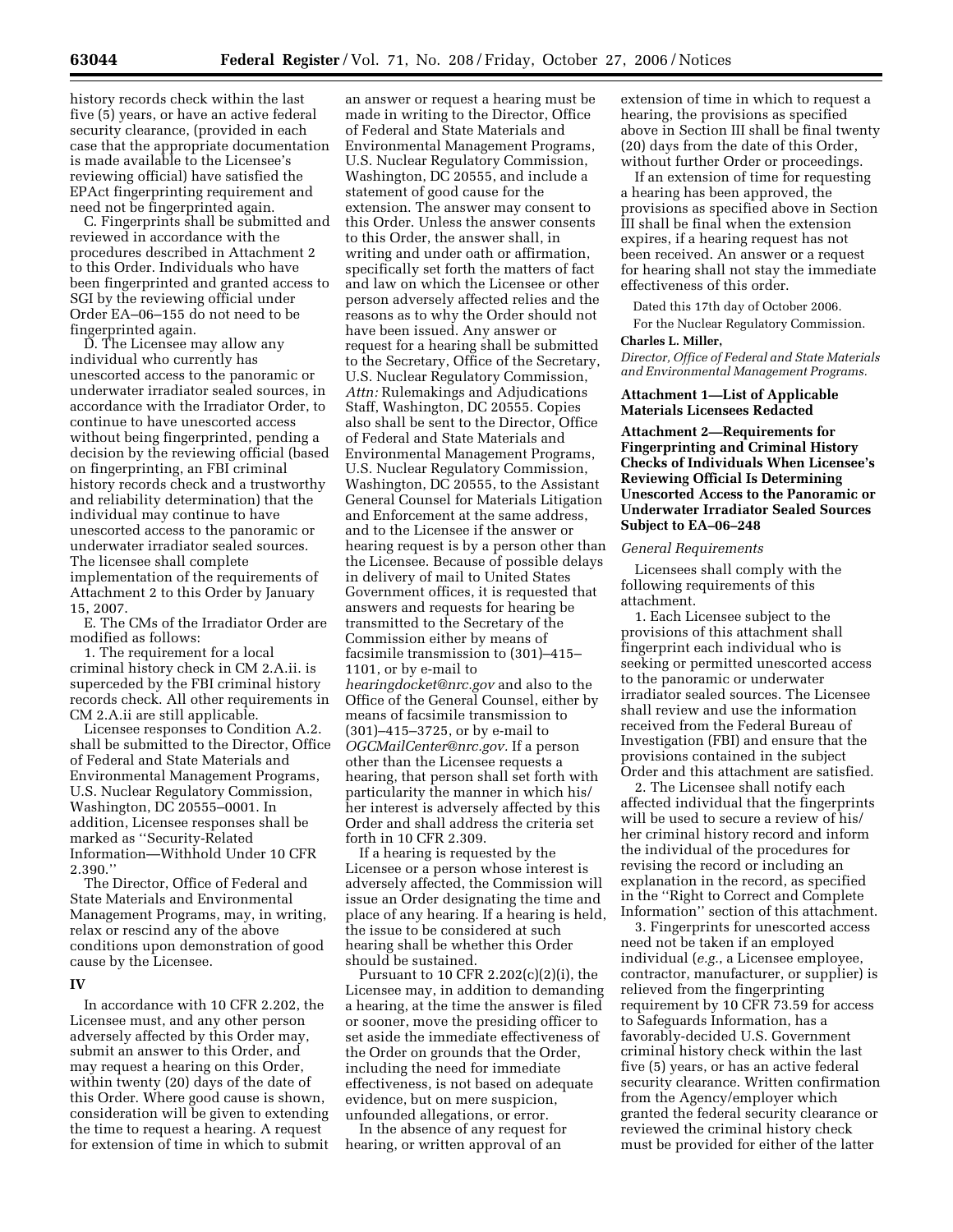history records check within the last five (5) years, or have an active federal security clearance, (provided in each case that the appropriate documentation is made available to the Licensee's reviewing official) have satisfied the EPAct fingerprinting requirement and need not be fingerprinted again.

C. Fingerprints shall be submitted and reviewed in accordance with the procedures described in Attachment 2 to this Order. Individuals who have been fingerprinted and granted access to SGI by the reviewing official under Order EA–06–155 do not need to be fingerprinted again.

D. The Licensee may allow any individual who currently has unescorted access to the panoramic or underwater irradiator sealed sources, in accordance with the Irradiator Order, to continue to have unescorted access without being fingerprinted, pending a decision by the reviewing official (based on fingerprinting, an FBI criminal history records check and a trustworthy and reliability determination) that the individual may continue to have unescorted access to the panoramic or underwater irradiator sealed sources. The licensee shall complete implementation of the requirements of Attachment 2 to this Order by January 15, 2007.

E. The CMs of the Irradiator Order are modified as follows:

1. The requirement for a local criminal history check in CM 2.A.ii. is superceded by the FBI criminal history records check. All other requirements in CM 2.A.ii are still applicable.

Licensee responses to Condition A.2. shall be submitted to the Director, Office of Federal and State Materials and Environmental Management Programs, U.S. Nuclear Regulatory Commission, Washington, DC 20555–0001. In addition, Licensee responses shall be marked as ''Security-Related Information—Withhold Under 10 CFR 2.390.''

The Director, Office of Federal and State Materials and Environmental Management Programs, may, in writing, relax or rescind any of the above conditions upon demonstration of good cause by the Licensee.

## IV

In accordance with 10 CFR 2.202, the Licensee must, and any other person adversely affected by this Order may, submit an answer to this Order, and may request a hearing on this Order, within twenty (20) days of the date of this Order. Where good cause is shown, consideration will be given to extending the time to request a hearing. A request for extension of time in which to submit an answer or request a hearing must be made in writing to the Director, Office of Federal and State Materials and Environmental Management Programs, U.S. Nuclear Regulatory Commission, Washington, DC 20555, and include a statement of good cause for the extension. The answer may consent to this Order. Unless the answer consents to this Order, the answer shall, in writing and under oath or affirmation, specifically set forth the matters of fact and law on which the Licensee or other person adversely affected relies and the reasons as to why the Order should not have been issued. Any answer or request for a hearing shall be submitted to the Secretary, Office of the Secretary, U.S. Nuclear Regulatory Commission, *Attn:* Rulemakings and Adjudications Staff, Washington, DC 20555. Copies also shall be sent to the Director, Office of Federal and State Materials and Environmental Management Programs, U.S. Nuclear Regulatory Commission, Washington, DC 20555, to the Assistant General Counsel for Materials Litigation and Enforcement at the same address, and to the Licensee if the answer or hearing request is by a person other than the Licensee. Because of possible delays in delivery of mail to United States Government offices, it is requested that answers and requests for hearing be transmitted to the Secretary of the Commission either by means of facsimile transmission to (301)–415–1101, or by e-mail to *hearingdocket@nrc.gov* and also to the Office of the General Counsel, either by means of facsimile transmission to (301)–415–3725, or by e-mail to *OGCMailCenter@nrc.gov.* If a person other than the Licensee requests a hearing, that person shall set forth with particularity the manner in which his/her interest is adversely affected by this Order and shall address the criteria set forth in 10 CFR 2.309.

If a hearing is requested by the Licensee or a person whose interest is adversely affected, the Commission will issue an Order designating the time and place of any hearing. If a hearing is held, the issue to be considered at such hearing shall be whether this Order should be sustained.

Pursuant to 10 CFR 2.202(c)(2)(i), the Licensee may, in addition to demanding a hearing, at the time the answer is filed or sooner, move the presiding officer to set aside the immediate effectiveness of the Order on grounds that the Order, including the need for immediate effectiveness, is not based on adequate evidence, but on mere suspicion, unfounded allegations, or error.

In the absence of any request for hearing, or written approval of an extension of time in which to request a hearing, the provisions as specified above in Section III shall be final twenty (20) days from the date of this Order, without further Order or proceedings.

If an extension of time for requesting a hearing has been approved, the provisions as specified above in Section III shall be final when the extension expires, if a hearing request has not been received. An answer or a request for hearing shall not stay the immediate effectiveness of this order.

Dated this 17th day of October 2006.

For the Nuclear Regulatory Commission.

**Charles L. Miller,**

*Director, Office of Federal and State Materials and Environmental Management Programs.*

## Attachment 1—List of Applicable Materials Licensees Redacted

## Attachment 2—Requirements for Fingerprinting and Criminal History Checks of Individuals When Licensee's Reviewing Official Is Determining Unescorted Access to the Panoramic or Underwater Irradiator Sealed Sources Subject to EA–06–248

*General Requirements*

Licensees shall comply with the following requirements of this attachment.

1. Each Licensee subject to the provisions of this attachment shall fingerprint each individual who is seeking or permitted unescorted access to the panoramic or underwater irradiator sealed sources. The Licensee shall review and use the information received from the Federal Bureau of Investigation (FBI) and ensure that the provisions contained in the subject Order and this attachment are satisfied.

2. The Licensee shall notify each affected individual that the fingerprints will be used to secure a review of his/her criminal history record and inform the individual of the procedures for revising the record or including an explanation in the record, as specified in the ''Right to Correct and Complete Information'' section of this attachment.

3. Fingerprints for unescorted access need not be taken if an employed individual (*e.g.*, a Licensee employee, contractor, manufacturer, or supplier) is relieved from the fingerprinting requirement by 10 CFR 73.59 for access to Safeguards Information, has a favorably-decided U.S. Government criminal history check within the last five (5) years, or has an active federal security clearance. Written confirmation from the Agency/employer which granted the federal security clearance or reviewed the criminal history check must be provided for either of the latter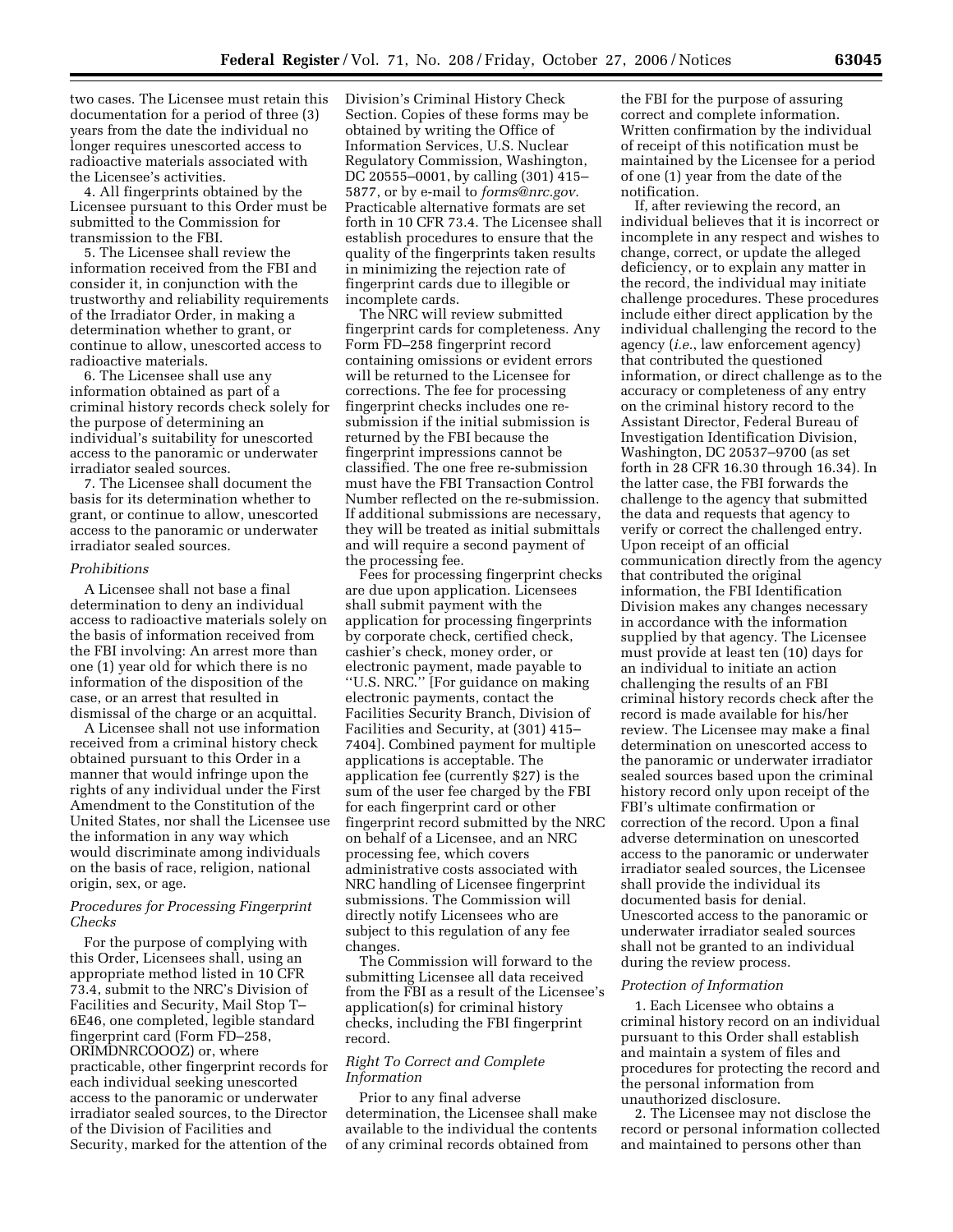two cases. The Licensee must retain this documentation for a period of three (3) years from the date the individual no longer requires unescorted access to radioactive materials associated with the Licensee's activities.

4. All fingerprints obtained by the Licensee pursuant to this Order must be submitted to the Commission for transmission to the FBI.

5. The Licensee shall review the information received from the FBI and consider it, in conjunction with the trustworthy and reliability requirements of the Irradiator Order, in making a determination whether to grant, or continue to allow, unescorted access to radioactive materials.

6. The Licensee shall use any information obtained as part of a criminal history records check solely for the purpose of determining an individual's suitability for unescorted access to the panoramic or underwater irradiator sealed sources.

7. The Licensee shall document the basis for its determination whether to grant, or continue to allow, unescorted access to the panoramic or underwater irradiator sealed sources.

*Prohibitions*

A Licensee shall not base a final determination to deny an individual access to radioactive materials solely on the basis of information received from the FBI involving: An arrest more than one (1) year old for which there is no information of the disposition of the case, or an arrest that resulted in dismissal of the charge or an acquittal.

A Licensee shall not use information received from a criminal history check obtained pursuant to this Order in a manner that would infringe upon the rights of any individual under the First Amendment to the Constitution of the United States, nor shall the Licensee use the information in any way which would discriminate among individuals on the basis of race, religion, national origin, sex, or age.

*Procedures for Processing Fingerprint Checks*

For the purpose of complying with this Order, Licensees shall, using an appropriate method listed in 10 CFR 73.4, submit to the NRC's Division of Facilities and Security, Mail Stop T–6E46, one completed, legible standard fingerprint card (Form FD–258, ORIMDNRCOOOZ) or, where practicable, other fingerprint records for each individual seeking unescorted access to the panoramic or underwater irradiator sealed sources, to the Director of the Division of Facilities and Security, marked for the attention of the Division's Criminal History Check Section. Copies of these forms may be obtained by writing the Office of Information Services, U.S. Nuclear Regulatory Commission, Washington, DC 20555–0001, by calling (301) 415–5877, or by e-mail to *forms@nrc.gov*. Practicable alternative formats are set forth in 10 CFR 73.4. The Licensee shall establish procedures to ensure that the quality of the fingerprints taken results in minimizing the rejection rate of fingerprint cards due to illegible or incomplete cards.

The NRC will review submitted fingerprint cards for completeness. Any Form FD–258 fingerprint record containing omissions or evident errors will be returned to the Licensee for corrections. The fee for processing fingerprint checks includes one re-submission if the initial submission is returned by the FBI because the fingerprint impressions cannot be classified. The one free re-submission must have the FBI Transaction Control Number reflected on the re-submission. If additional submissions are necessary, they will be treated as initial submittals and will require a second payment of the processing fee.

Fees for processing fingerprint checks are due upon application. Licensees shall submit payment with the application for processing fingerprints by corporate check, certified check, cashier's check, money order, or electronic payment, made payable to "U.S. NRC." [For guidance on making electronic payments, contact the Facilities Security Branch, Division of Facilities and Security, at (301) 415–7404]. Combined payment for multiple applications is acceptable. The application fee (currently $27) is the sum of the user fee charged by the FBI for each fingerprint card or other fingerprint record submitted by the NRC on behalf of a Licensee, and an NRC processing fee, which covers administrative costs associated with NRC handling of Licensee fingerprint submissions. The Commission will directly notify Licensees who are subject to this regulation of any fee changes.

The Commission will forward to the submitting Licensee all data received from the FBI as a result of the Licensee's application(s) for criminal history checks, including the FBI fingerprint record.

*Right To Correct and Complete Information*

Prior to any final adverse determination, the Licensee shall make available to the individual the contents of any criminal records obtained from the FBI for the purpose of assuring correct and complete information. Written confirmation by the individual of receipt of this notification must be maintained by the Licensee for a period of one (1) year from the date of the notification.

If, after reviewing the record, an individual believes that it is incorrect or incomplete in any respect and wishes to change, correct, or update the alleged deficiency, or to explain any matter in the record, the individual may initiate challenge procedures. These procedures include either direct application by the individual challenging the record to the agency (*i.e.*, law enforcement agency) that contributed the questioned information, or direct challenge as to the accuracy or completeness of any entry on the criminal history record to the Assistant Director, Federal Bureau of Investigation Identification Division, Washington, DC 20537–9700 (as set forth in 28 CFR 16.30 through 16.34). In the latter case, the FBI forwards the challenge to the agency that submitted the data and requests that agency to verify or correct the challenged entry. Upon receipt of an official communication directly from the agency that contributed the original information, the FBI Identification Division makes any changes necessary in accordance with the information supplied by that agency. The Licensee must provide at least ten (10) days for an individual to initiate an action challenging the results of an FBI criminal history records check after the record is made available for his/her review. The Licensee may make a final determination on unescorted access to the panoramic or underwater irradiator sealed sources based upon the criminal history record only upon receipt of the FBI's ultimate confirmation or correction of the record. Upon a final adverse determination on unescorted access to the panoramic or underwater irradiator sealed sources, the Licensee shall provide the individual its documented basis for denial. Unescorted access to the panoramic or underwater irradiator sealed sources shall not be granted to an individual during the review process.

*Protection of Information*

1. Each Licensee who obtains a criminal history record on an individual pursuant to this Order shall establish and maintain a system of files and procedures for protecting the record and the personal information from unauthorized disclosure.

2. The Licensee may not disclose the record or personal information collected and maintained to persons other than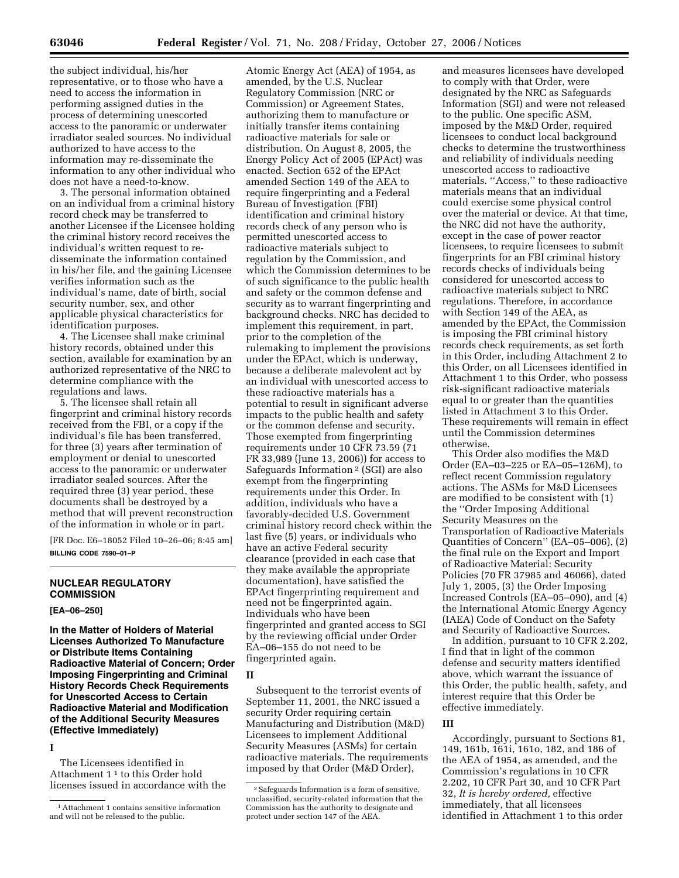the subject individual, his/her representative, or to those who have a need to access the information in performing assigned duties in the process of determining unescorted access to the panoramic or underwater irradiator sealed sources. No individual authorized to have access to the information may re-disseminate the information to any other individual who does not have a need-to-know.

3. The personal information obtained on an individual from a criminal history record check may be transferred to another Licensee if the Licensee holding the criminal history record receives the individual's written request to re-disseminate the information contained in his/her file, and the gaining Licensee verifies information such as the individual's name, date of birth, social security number, sex, and other applicable physical characteristics for identification purposes.

4. The Licensee shall make criminal history records, obtained under this section, available for examination by an authorized representative of the NRC to determine compliance with the regulations and laws.

5. The licensee shall retain all fingerprint and criminal history records received from the FBI, or a copy if the individual's file has been transferred, for three (3) years after termination of employment or denial to unescorted access to the panoramic or underwater irradiator sealed sources. After the required three (3) year period, these documents shall be destroyed by a method that will prevent reconstruction of the information in whole or in part.

[FR Doc. E6–18052 Filed 10–26–06; 8:45 am]

**BILLING CODE 7590–01–P**

## NUCLEAR REGULATORY COMMISSION

**[EA–06–250]**

### In the Matter of Holders of Material Licenses Authorized To Manufacture or Distribute Items Containing Radioactive Material of Concern; Order Imposing Fingerprinting and Criminal History Records Check Requirements for Unescorted Access to Certain Radioactive Material and Modification of the Additional Security Measures (Effective Immediately)

**I**

The Licensees identified in Attachment 1[1] to this Order hold licenses issued in accordance with the Atomic Energy Act (AEA) of 1954, as amended, by the U.S. Nuclear Regulatory Commission (NRC or Commission) or Agreement States, authorizing them to manufacture or initially transfer items containing radioactive materials for sale or distribution. On August 8, 2005, the Energy Policy Act of 2005 (EPAct) was enacted. Section 652 of the EPAct amended Section 149 of the AEA to require fingerprinting and a Federal Bureau of Investigation (FBI) identification and criminal history records check of any person who is permitted unescorted access to radioactive materials subject to regulation by the Commission, and which the Commission determines to be of such significance to the public health and safety or the common defense and security as to warrant fingerprinting and background checks. NRC has decided to implement this requirement, in part, prior to the completion of the rulemaking to implement the provisions under the EPAct, which is underway, because a deliberate malevolent act by an individual with unescorted access to these radioactive materials has a potential to result in significant adverse impacts to the public health and safety or the common defense and security. Those exempted from fingerprinting requirements under 10 CFR 73.59 (71 FR 33,989 (June 13, 2006)) for access to Safeguards Information[2] (SGI) are also exempt from the fingerprinting requirements under this Order. In addition, individuals who have a favorably-decided U.S. Government criminal history record check within the last five (5) years, or individuals who have an active Federal security clearance (provided in each case that they make available the appropriate documentation), have satisfied the EPAct fingerprinting requirement and need not be fingerprinted again. Individuals who have been fingerprinted and granted access to SGI by the reviewing official under Order EA–06–155 do not need to be fingerprinted again.

**II**

Subsequent to the terrorist events of September 11, 2001, the NRC issued a security Order requiring certain Manufacturing and Distribution (M&D) Licensees to implement Additional Security Measures (ASMs) for certain radioactive materials. The requirements imposed by that Order (M&D Order), and measures licensees have developed to comply with that Order, were designated by the NRC as Safeguards Information (SGI) and were not released to the public. One specific ASM, imposed by the M&D Order, required licensees to conduct local background checks to determine the trustworthiness and reliability of individuals needing unescorted access to radioactive materials. "Access," to these radioactive materials means that an individual could exercise some physical control over the material or device. At that time, the NRC did not have the authority, except in the case of power reactor licensees, to require licensees to submit fingerprints for an FBI criminal history records checks of individuals being considered for unescorted access to radioactive materials subject to NRC regulations. Therefore, in accordance with Section 149 of the AEA, as amended by the EPAct, the Commission is imposing the FBI criminal history records check requirements, as set forth in this Order, including Attachment 2 to this Order, on all Licensees identified in Attachment 1 to this Order, who possess risk-significant radioactive materials equal to or greater than the quantities listed in Attachment 3 to this Order. These requirements will remain in effect until the Commission determines otherwise.

This Order also modifies the M&D Order (EA–03–225 or EA–05–126M), to reflect recent Commission regulatory actions. The ASMs for M&D Licensees are modified to be consistent with (1) the "Order Imposing Additional Security Measures on the Transportation of Radioactive Materials Quantities of Concern" (EA–05–006), (2) the final rule on the Export and Import of Radioactive Material: Security Policies (70 FR 37985 and 46066), dated July 1, 2005, (3) the Order Imposing Increased Controls (EA–05–090), and (4) the International Atomic Energy Agency (IAEA) Code of Conduct on the Safety and Security of Radioactive Sources.

In addition, pursuant to 10 CFR 2.202, I find that in light of the common defense and security matters identified above, which warrant the issuance of this Order, the public health, safety, and interest require that this Order be effective immediately.

**III**

Accordingly, pursuant to Sections 81, 149, 161b, 161i, 161o, 182, and 186 of the AEA of 1954, as amended, and the Commission's regulations in 10 CFR 2.202, 10 CFR Part 30, and 10 CFR Part 32, *It is hereby ordered,* effective immediately, that all licensees identified in Attachment 1 to this order

[1] Attachment 1 contains sensitive information and will not be released to the public.

[2] Safeguards Information is a form of sensitive, unclassified, security-related information that the Commission has the authority to designate and protect under section 147 of the AEA.